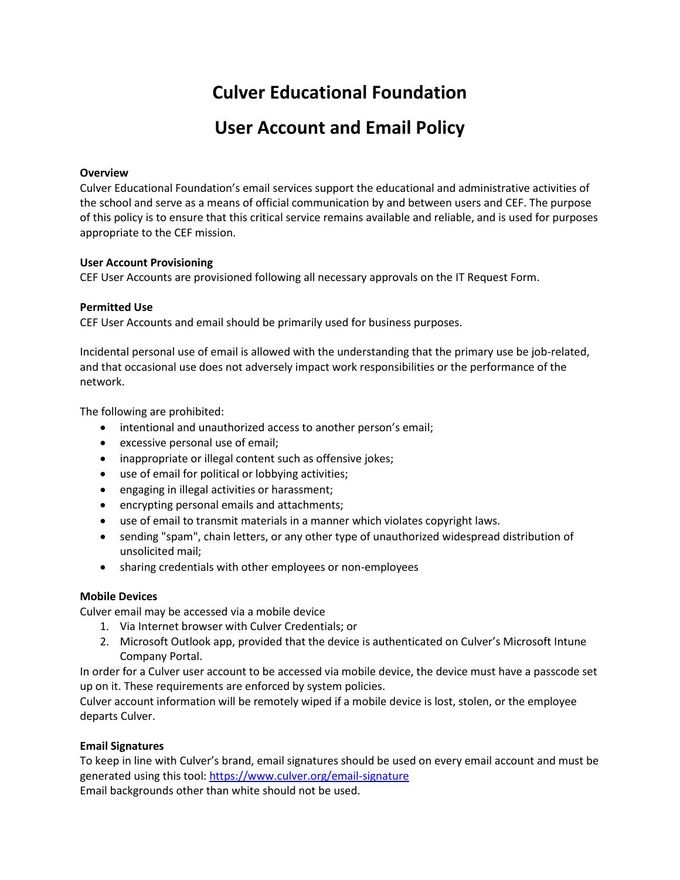# Culver Educational Foundation

# User Account and Email Policy

**Overview**
Culver Educational Foundation's email services support the educational and administrative activities of the school and serve as a means of official communication by and between users and CEF. The purpose of this policy is to ensure that this critical service remains available and reliable, and is used for purposes appropriate to the CEF mission.

**User Account Provisioning**
CEF User Accounts are provisioned following all necessary approvals on the IT Request Form.

**Permitted Use**
CEF User Accounts and email should be primarily used for business purposes.

Incidental personal use of email is allowed with the understanding that the primary use be job-related, and that occasional use does not adversely impact work responsibilities or the performance of the network.

The following are prohibited:

- intentional and unauthorized access to another person's email;
- excessive personal use of email;
- inappropriate or illegal content such as offensive jokes;
- use of email for political or lobbying activities;
- engaging in illegal activities or harassment;
- encrypting personal emails and attachments;
- use of email to transmit materials in a manner which violates copyright laws.
- sending "spam", chain letters, or any other type of unauthorized widespread distribution of unsolicited mail;
- sharing credentials with other employees or non-employees

**Mobile Devices**
Culver email may be accessed via a mobile device

1. Via Internet browser with Culver Credentials; or
2. Microsoft Outlook app, provided that the device is authenticated on Culver's Microsoft Intune Company Portal.

In order for a Culver user account to be accessed via mobile device, the device must have a passcode set up on it. These requirements are enforced by system policies.
Culver account information will be remotely wiped if a mobile device is lost, stolen, or the employee departs Culver.

**Email Signatures**
To keep in line with Culver's brand, email signatures should be used on every email account and must be generated using this tool: https://www.culver.org/email-signature
Email backgrounds other than white should not be used.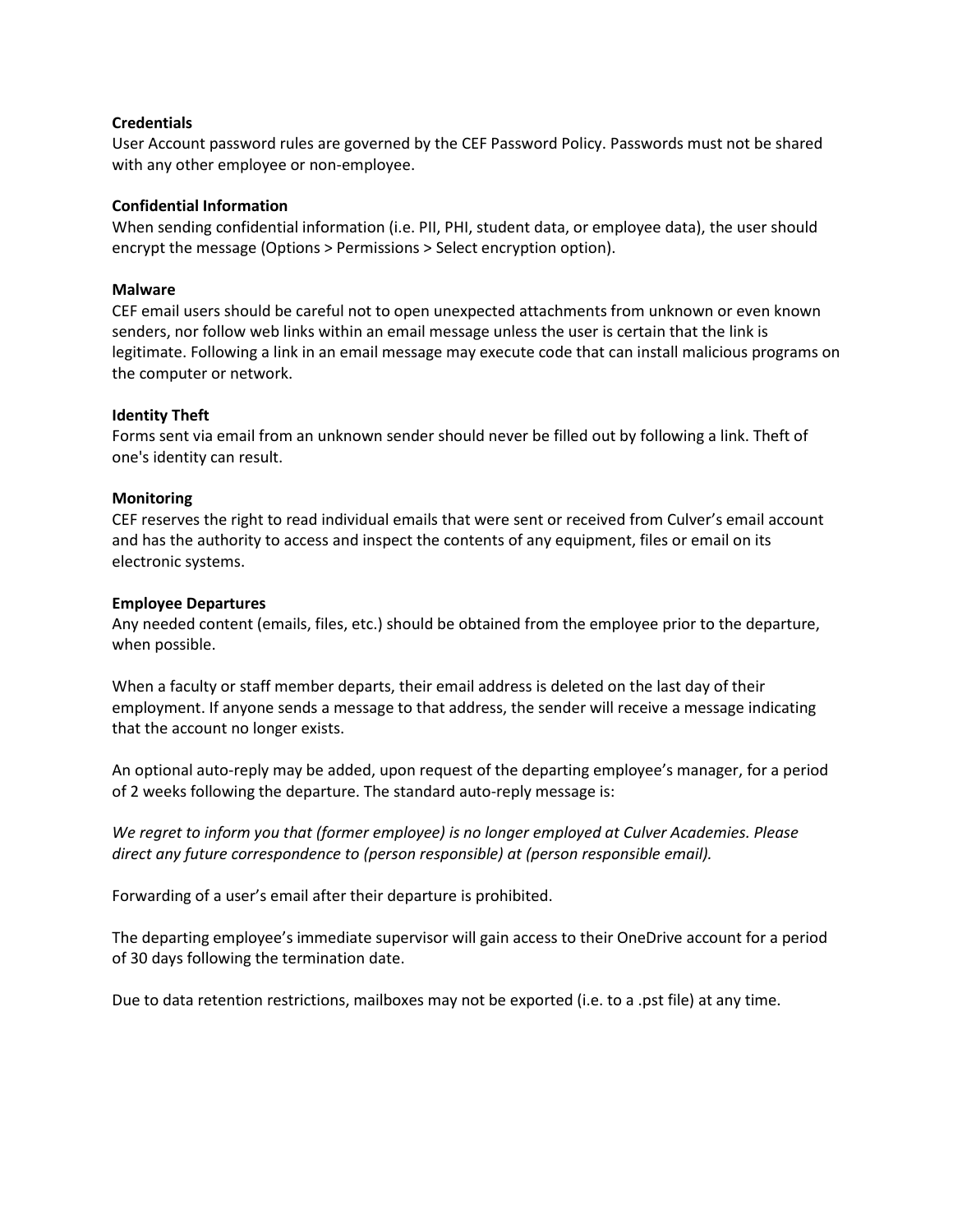**Credentials**
User Account password rules are governed by the CEF Password Policy. Passwords must not be shared with any other employee or non-employee.

**Confidential Information**
When sending confidential information (i.e. PII, PHI, student data, or employee data), the user should encrypt the message (Options > Permissions > Select encryption option).

**Malware**
CEF email users should be careful not to open unexpected attachments from unknown or even known senders, nor follow web links within an email message unless the user is certain that the link is legitimate. Following a link in an email message may execute code that can install malicious programs on the computer or network.

**Identity Theft**
Forms sent via email from an unknown sender should never be filled out by following a link. Theft of one's identity can result.

**Monitoring**
CEF reserves the right to read individual emails that were sent or received from Culver's email account and has the authority to access and inspect the contents of any equipment, files or email on its electronic systems.

**Employee Departures**
Any needed content (emails, files, etc.) should be obtained from the employee prior to the departure, when possible.

When a faculty or staff member departs, their email address is deleted on the last day of their employment. If anyone sends a message to that address, the sender will receive a message indicating that the account no longer exists.

An optional auto-reply may be added, upon request of the departing employee's manager, for a period of 2 weeks following the departure. The standard auto-reply message is:

*We regret to inform you that (former employee) is no longer employed at Culver Academies. Please direct any future correspondence to (person responsible) at (person responsible email).*

Forwarding of a user's email after their departure is prohibited.

The departing employee's immediate supervisor will gain access to their OneDrive account for a period of 30 days following the termination date.

Due to data retention restrictions, mailboxes may not be exported (i.e. to a .pst file) at any time.